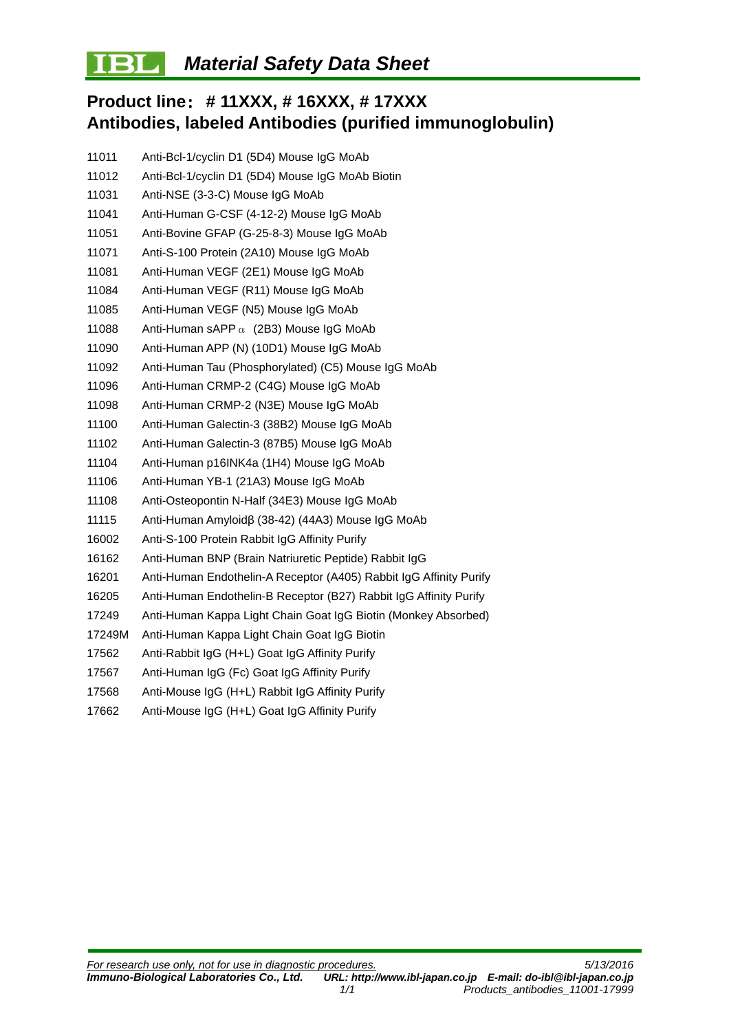# IBL Material Safety Data Sheet

## Product line： # 11XXX, # 16XXX, # 17XXX
## Antibodies, labeled Antibodies (purified immunoglobulin)

| | |
|---|---|
| 11011 | Anti-Bcl-1/cyclin D1 (5D4) Mouse IgG MoAb |
| 11012 | Anti-Bcl-1/cyclin D1 (5D4) Mouse IgG MoAb Biotin |
| 11031 | Anti-NSE (3-3-C) Mouse IgG MoAb |
| 11041 | Anti-Human G-CSF (4-12-2) Mouse IgG MoAb |
| 11051 | Anti-Bovine GFAP (G-25-8-3) Mouse IgG MoAb |
| 11071 | Anti-S-100 Protein (2A10) Mouse IgG MoAb |
| 11081 | Anti-Human VEGF (2E1) Mouse IgG MoAb |
| 11084 | Anti-Human VEGF (R11) Mouse IgG MoAb |
| 11085 | Anti-Human VEGF (N5) Mouse IgG MoAb |
| 11088 | Anti-Human sAPPα (2B3) Mouse IgG MoAb |
| 11090 | Anti-Human APP (N) (10D1) Mouse IgG MoAb |
| 11092 | Anti-Human Tau (Phosphorylated) (C5) Mouse IgG MoAb |
| 11096 | Anti-Human CRMP-2 (C4G) Mouse IgG MoAb |
| 11098 | Anti-Human CRMP-2 (N3E) Mouse IgG MoAb |
| 11100 | Anti-Human Galectin-3 (38B2) Mouse IgG MoAb |
| 11102 | Anti-Human Galectin-3 (87B5) Mouse IgG MoAb |
| 11104 | Anti-Human p16INK4a (1H4) Mouse IgG MoAb |
| 11106 | Anti-Human YB-1 (21A3) Mouse IgG MoAb |
| 11108 | Anti-Osteopontin N-Half (34E3) Mouse IgG MoAb |
| 11115 | Anti-Human Amyloidβ (38-42) (44A3) Mouse IgG MoAb |
| 16002 | Anti-S-100 Protein Rabbit IgG Affinity Purify |
| 16162 | Anti-Human BNP (Brain Natriuretic Peptide) Rabbit IgG |
| 16201 | Anti-Human Endothelin-A Receptor (A405) Rabbit IgG Affinity Purify |
| 16205 | Anti-Human Endothelin-B Receptor (B27) Rabbit IgG Affinity Purify |
| 17249 | Anti-Human Kappa Light Chain Goat IgG Biotin (Monkey Absorbed) |
| 17249M | Anti-Human Kappa Light Chain Goat IgG Biotin |
| 17562 | Anti-Rabbit IgG (H+L) Goat IgG Affinity Purify |
| 17567 | Anti-Human IgG (Fc) Goat IgG Affinity Purify |
| 17568 | Anti-Mouse IgG (H+L) Rabbit IgG Affinity Purify |
| 17662 | Anti-Mouse IgG (H+L) Goat IgG Affinity Purify |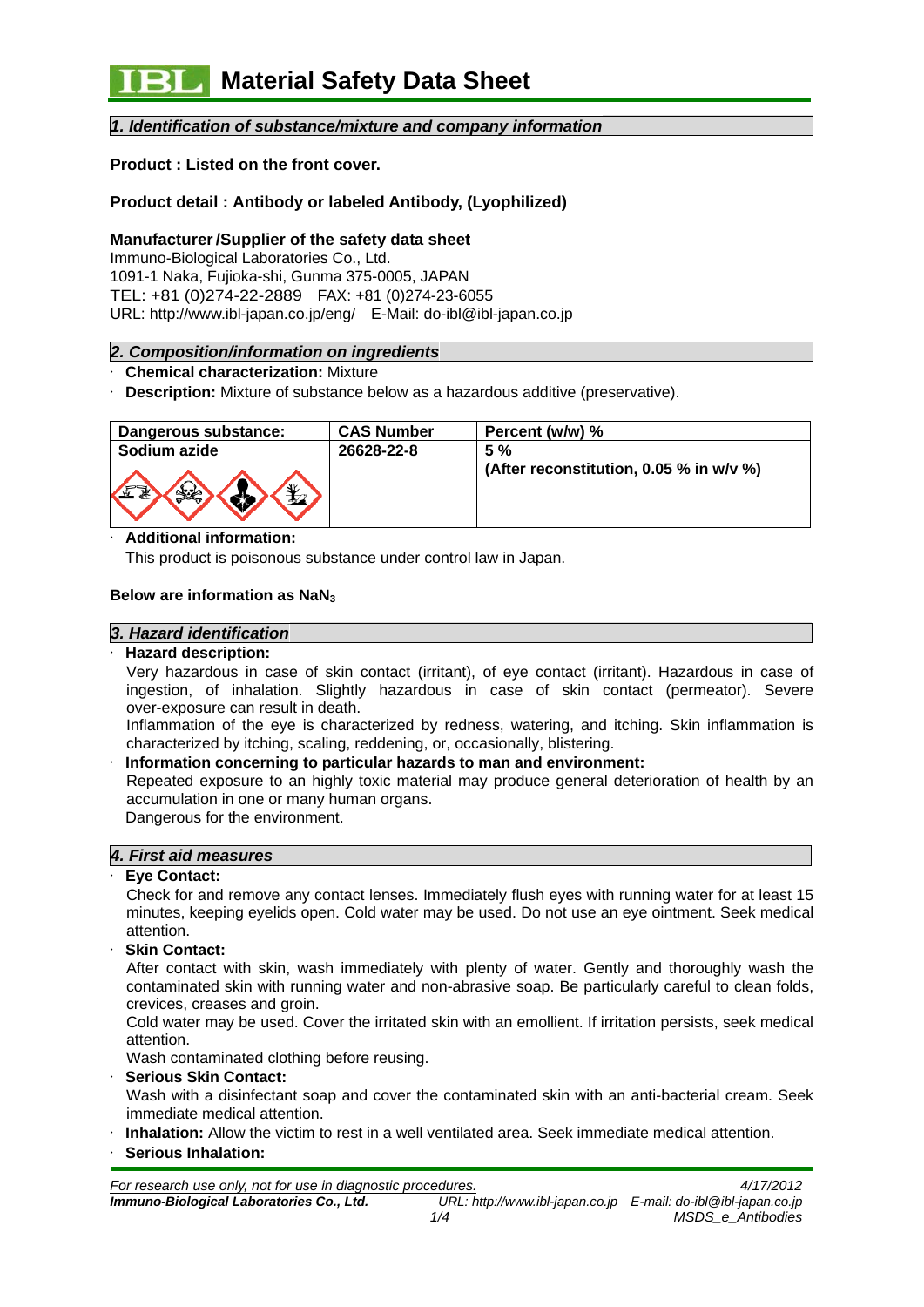# Material Safety Data Sheet

## 1. Identification of substance/mixture and company information

**Product : Listed on the front cover.**

**Product detail : Antibody or labeled Antibody, (Lyophilized)**

**Manufacturer /Supplier of the safety data sheet**
Immuno-Biological Laboratories Co., Ltd.
1091-1 Naka, Fujioka-shi, Gunma 375-0005, JAPAN
TEL: +81 (0)274-22-2889 FAX: +81 (0)274-23-6055
URL: http://www.ibl-japan.co.jp/eng/ E-Mail: do-ibl@ibl-japan.co.jp

## 2. Composition/information on ingredients

- **Chemical characterization:** Mixture
- **Description:** Mixture of substance below as a hazardous additive (preservative).

| Dangerous substance: | CAS Number | Percent (w/w) % |
|---|---|---|
| Sodium azide | 26628-22-8 | 5 % (After reconstitution, 0.05 % in w/v %) |

- **Additional information:**
  This product is poisonous substance under control law in Japan.

**Below are information as $NaN_3$**

## 3. Hazard identification

- **Hazard description:**
  Very hazardous in case of skin contact (irritant), of eye contact (irritant). Hazardous in case of ingestion, of inhalation. Slightly hazardous in case of skin contact (permeator). Severe over-exposure can result in death.
  Inflammation of the eye is characterized by redness, watering, and itching. Skin inflammation is characterized by itching, scaling, reddening, or, occasionally, blistering.
- **Information concerning to particular hazards to man and environment:**
  Repeated exposure to an highly toxic material may produce general deterioration of health by an accumulation in one or many human organs.
  Dangerous for the environment.

## 4. First aid measures

- **Eye Contact:**
  Check for and remove any contact lenses. Immediately flush eyes with running water for at least 15 minutes, keeping eyelids open. Cold water may be used. Do not use an eye ointment. Seek medical attention.
- **Skin Contact:**
  After contact with skin, wash immediately with plenty of water. Gently and thoroughly wash the contaminated skin with running water and non-abrasive soap. Be particularly careful to clean folds, crevices, creases and groin.
  Cold water may be used. Cover the irritated skin with an emollient. If irritation persists, seek medical attention.
  Wash contaminated clothing before reusing.
- **Serious Skin Contact:**
  Wash with a disinfectant soap and cover the contaminated skin with an anti-bacterial cream. Seek immediate medical attention.
- **Inhalation:** Allow the victim to rest in a well ventilated area. Seek immediate medical attention.
- **Serious Inhalation:**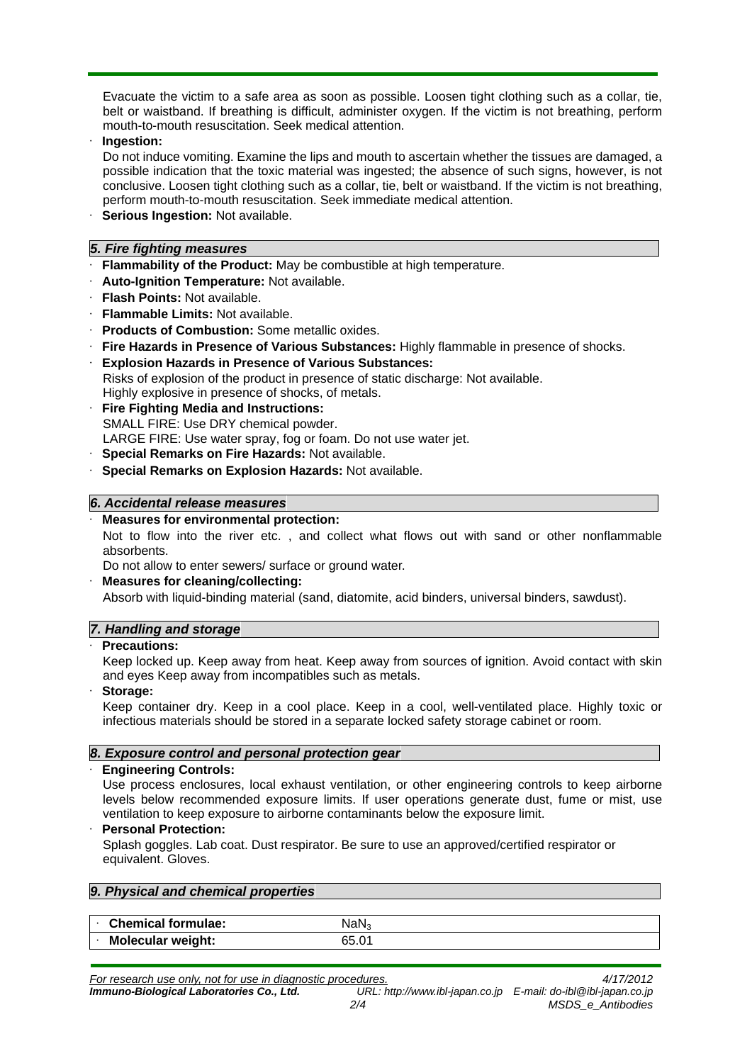Evacuate the victim to a safe area as soon as possible. Loosen tight clothing such as a collar, tie, belt or waistband. If breathing is difficult, administer oxygen. If the victim is not breathing, perform mouth-to-mouth resuscitation. Seek medical attention.

- **Ingestion:**

  Do not induce vomiting. Examine the lips and mouth to ascertain whether the tissues are damaged, a possible indication that the toxic material was ingested; the absence of such signs, however, is not conclusive. Loosen tight clothing such as a collar, tie, belt or waistband. If the victim is not breathing, perform mouth-to-mouth resuscitation. Seek immediate medical attention.
- **Serious Ingestion:** Not available.

## *5. Fire fighting measures*

- **Flammability of the Product:** May be combustible at high temperature.
- **Auto-Ignition Temperature:** Not available.
- **Flash Points:** Not available.
- **Flammable Limits:** Not available.
- **Products of Combustion:** Some metallic oxides.
- **Fire Hazards in Presence of Various Substances:** Highly flammable in presence of shocks.
- **Explosion Hazards in Presence of Various Substances:**

  Risks of explosion of the product in presence of static discharge: Not available.

  Highly explosive in presence of shocks, of metals.
- **Fire Fighting Media and Instructions:**

  SMALL FIRE: Use DRY chemical powder.

  LARGE FIRE: Use water spray, fog or foam. Do not use water jet.
- **Special Remarks on Fire Hazards:** Not available.
- **Special Remarks on Explosion Hazards:** Not available.

## *6. Accidental release measures*

- **Measures for environmental protection:**

  Not to flow into the river etc. , and collect what flows out with sand or other nonflammable absorbents.

  Do not allow to enter sewers/ surface or ground water.
- **Measures for cleaning/collecting:**

  Absorb with liquid-binding material (sand, diatomite, acid binders, universal binders, sawdust).

## *7. Handling and storage*

- **Precautions:**

  Keep locked up. Keep away from heat. Keep away from sources of ignition. Avoid contact with skin and eyes Keep away from incompatibles such as metals.
- **Storage:**

  Keep container dry. Keep in a cool place. Keep in a cool, well-ventilated place. Highly toxic or infectious materials should be stored in a separate locked safety storage cabinet or room.

## *8. Exposure control and personal protection gear*

- **Engineering Controls:**

  Use process enclosures, local exhaust ventilation, or other engineering controls to keep airborne levels below recommended exposure limits. If user operations generate dust, fume or mist, use ventilation to keep exposure to airborne contaminants below the exposure limit.
- **Personal Protection:**

  Splash goggles. Lab coat. Dust respirator. Be sure to use an approved/certified respirator or equivalent. Gloves.

## *9. Physical and chemical properties*

| | |
|---|---|
| · **Chemical formulae:** | $NaN_3$ |
| · **Molecular weight:** | 65.01 |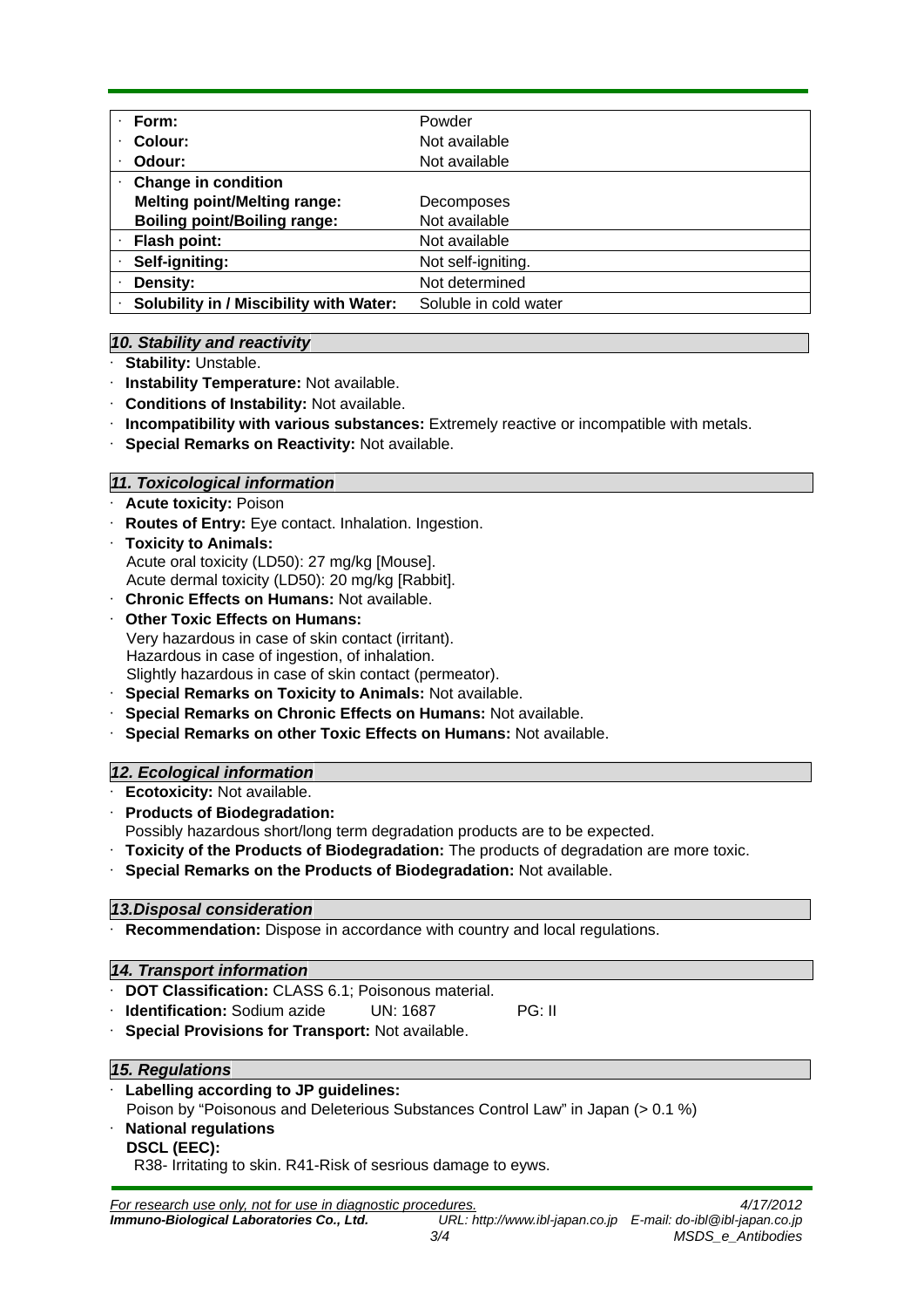| Property | Value |
|---|---|
| · **Form:** | Powder |
| · **Colour:** | Not available |
| · **Odour:** | Not available |
| · **Change in condition** | |
| **Melting point/Melting range:** | Decomposes |
| **Boiling point/Boiling range:** | Not available |
| · **Flash point:** | Not available |
| · **Self-igniting:** | Not self-igniting. |
| · **Density:** | Not determined |
| · **Solubility in / Miscibility with Water:** | Soluble in cold water |

## *10. Stability and reactivity*

- **Stability:** Unstable.
- **Instability Temperature:** Not available.
- **Conditions of Instability:** Not available.
- **Incompatibility with various substances:** Extremely reactive or incompatible with metals.
- **Special Remarks on Reactivity:** Not available.

## *11. Toxicological information*

- **Acute toxicity:** Poison
- **Routes of Entry:** Eye contact. Inhalation. Ingestion.
- **Toxicity to Animals:**
  Acute oral toxicity (LD50): 27 mg/kg [Mouse].
  Acute dermal toxicity (LD50): 20 mg/kg [Rabbit].
- **Chronic Effects on Humans:** Not available.
- **Other Toxic Effects on Humans:**
  Very hazardous in case of skin contact (irritant).
  Hazardous in case of ingestion, of inhalation.
  Slightly hazardous in case of skin contact (permeator).
- **Special Remarks on Toxicity to Animals:** Not available.
- **Special Remarks on Chronic Effects on Humans:** Not available.
- **Special Remarks on other Toxic Effects on Humans:** Not available.

## *12. Ecological information*

- **Ecotoxicity:** Not available.
- **Products of Biodegradation:**
  Possibly hazardous short/long term degradation products are to be expected.
- **Toxicity of the Products of Biodegradation:** The products of degradation are more toxic.
- **Special Remarks on the Products of Biodegradation:** Not available.

## *13.Disposal consideration*

- **Recommendation:** Dispose in accordance with country and local regulations.

## *14. Transport information*

- **DOT Classification:** CLASS 6.1; Poisonous material.
- **Identification:** Sodium azide UN: 1687 PG: II
- **Special Provisions for Transport:** Not available.

## *15. Regulations*

- **Labelling according to JP guidelines:**
  Poison by "Poisonous and Deleterious Substances Control Law" in Japan (> 0.1 %)
- **National regulations**
  **DSCL (EEC):**
  R38- Irritating to skin. R41-Risk of sesrious damage to eyws.

*For research use only, not for use in diagnostic procedures.* *4/17/2012*
***Immuno-Biological Laboratories Co., Ltd.*** *URL: http://www.ibl-japan.co.jp E-mail: do-ibl@ibl-japan.co.jp*
*MSDS_e_Antibodies*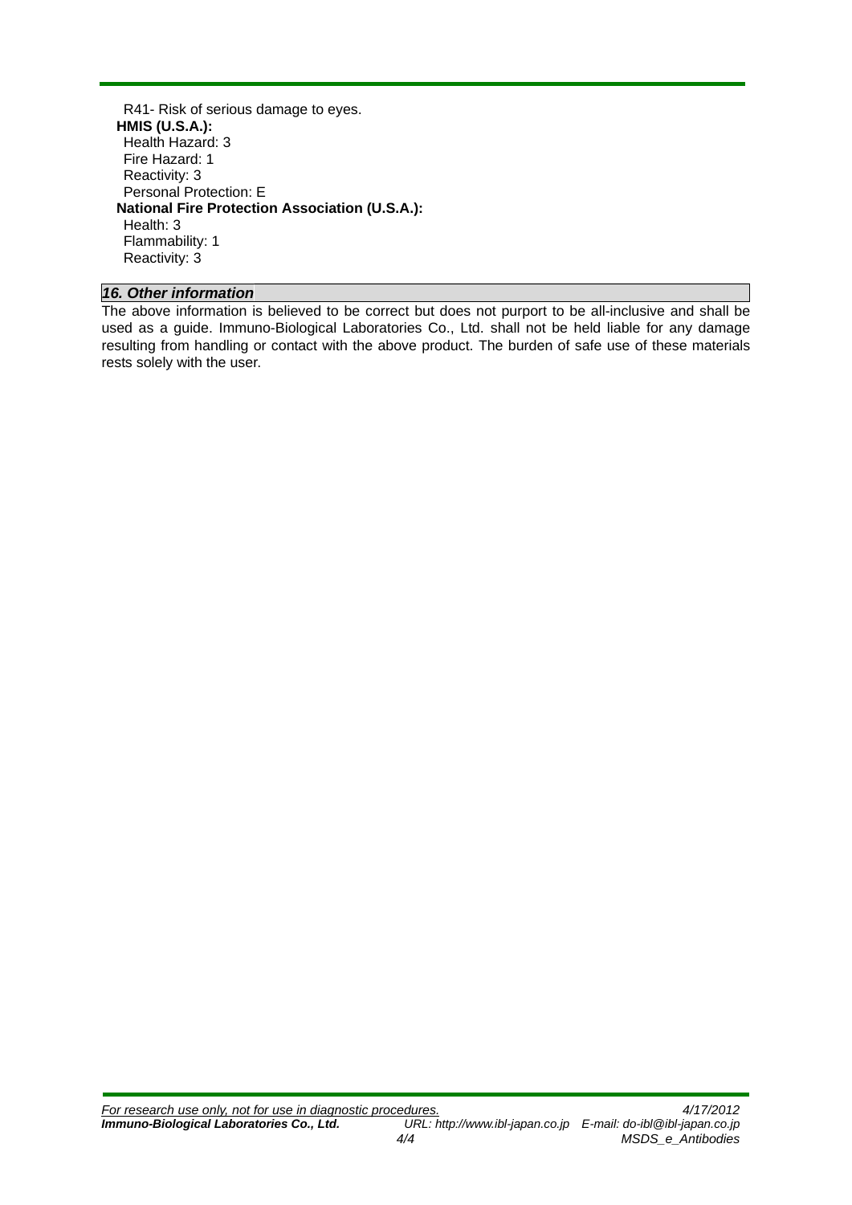R41- Risk of serious damage to eyes.

**HMIS (U.S.A.):**

Health Hazard: 3
Fire Hazard: 1
Reactivity: 3
Personal Protection: E

**National Fire Protection Association (U.S.A.):**

Health: 3
Flammability: 1
Reactivity: 3

## *16. Other information*

The above information is believed to be correct but does not purport to be all-inclusive and shall be used as a guide. Immuno-Biological Laboratories Co., Ltd. shall not be held liable for any damage resulting from handling or contact with the above product. The burden of safe use of these materials rests solely with the user.